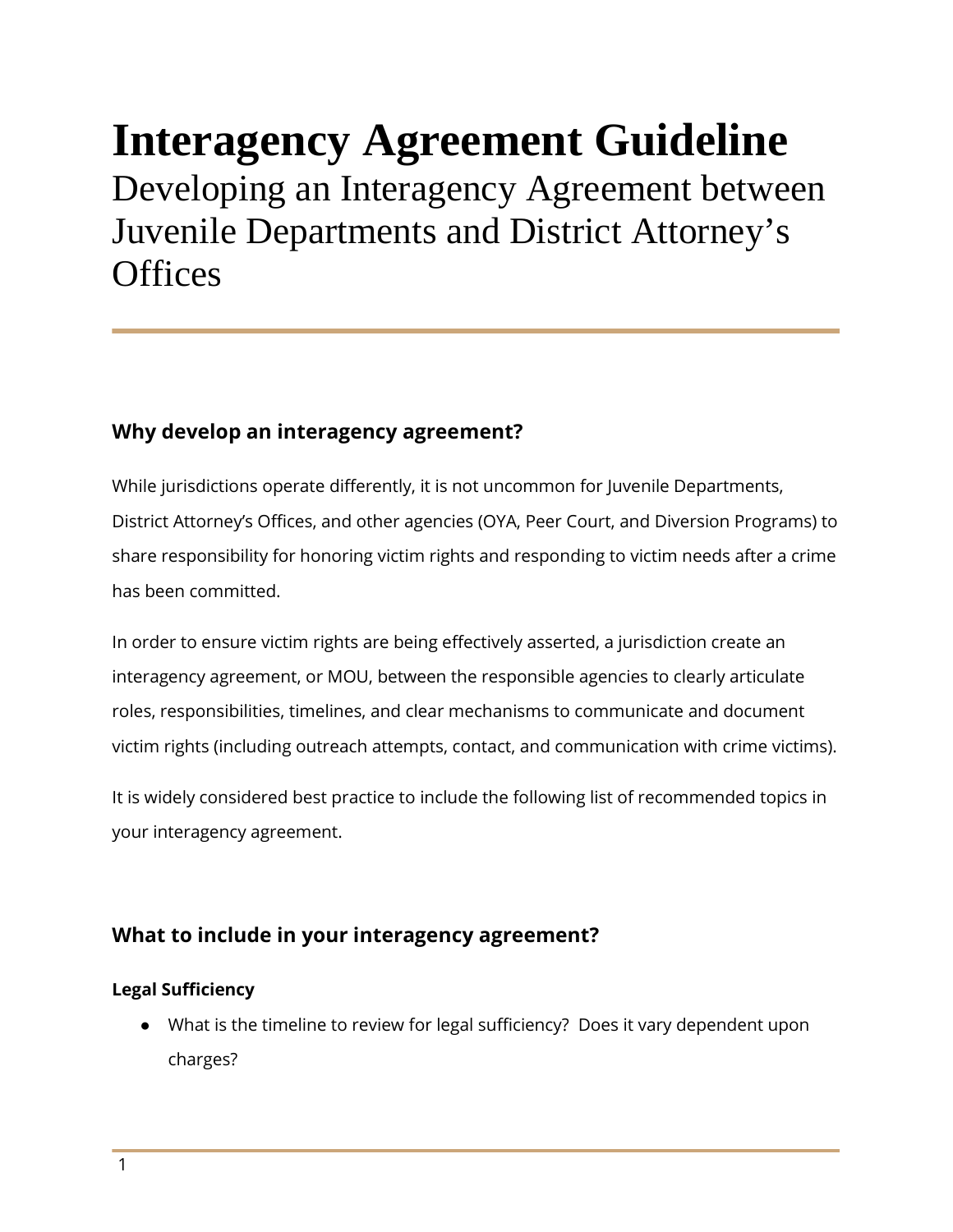# Interagency Agreement Guideline

Developing an Interagency Agreement between Juvenile Departments and District Attorney's Offices

## Why develop an interagency agreement?

While jurisdictions operate differently, it is not uncommon for Juvenile Departments, District Attorney's Offices, and other agencies (OYA, Peer Court, and Diversion Programs) to share responsibility for honoring victim rights and responding to victim needs after a crime has been committed.

In order to ensure victim rights are being effectively asserted, a jurisdiction create an interagency agreement, or MOU, between the responsible agencies to clearly articulate roles, responsibilities, timelines, and clear mechanisms to communicate and document victim rights (including outreach attempts, contact, and communication with crime victims).

It is widely considered best practice to include the following list of recommended topics in your interagency agreement.

## What to include in your interagency agreement?

**Legal Sufficiency**

- What is the timeline to review for legal sufficiency? Does it vary dependent upon charges?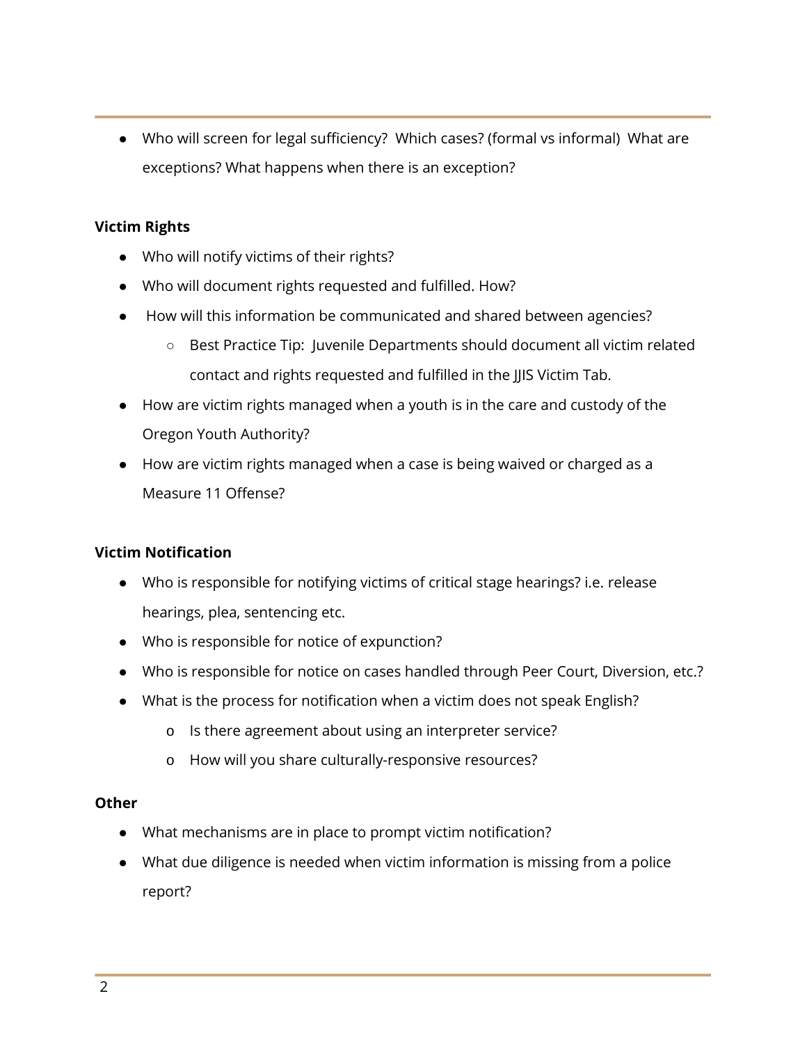- Who will screen for legal sufficiency?  Which cases? (formal vs informal)  What are exceptions? What happens when there is an exception?

**Victim Rights**

- Who will notify victims of their rights?
- Who will document rights requested and fulfilled. How?
- How will this information be communicated and shared between agencies?
    - Best Practice Tip:  Juvenile Departments should document all victim related contact and rights requested and fulfilled in the JJIS Victim Tab.
- How are victim rights managed when a youth is in the care and custody of the Oregon Youth Authority?
- How are victim rights managed when a case is being waived or charged as a Measure 11 Offense?

**Victim Notification**

- Who is responsible for notifying victims of critical stage hearings? i.e. release hearings, plea, sentencing etc.
- Who is responsible for notice of expunction?
- Who is responsible for notice on cases handled through Peer Court, Diversion, etc.?
- What is the process for notification when a victim does not speak English?
    - Is there agreement about using an interpreter service?
    - How will you share culturally-responsive resources?

**Other**

- What mechanisms are in place to prompt victim notification?
- What due diligence is needed when victim information is missing from a police report?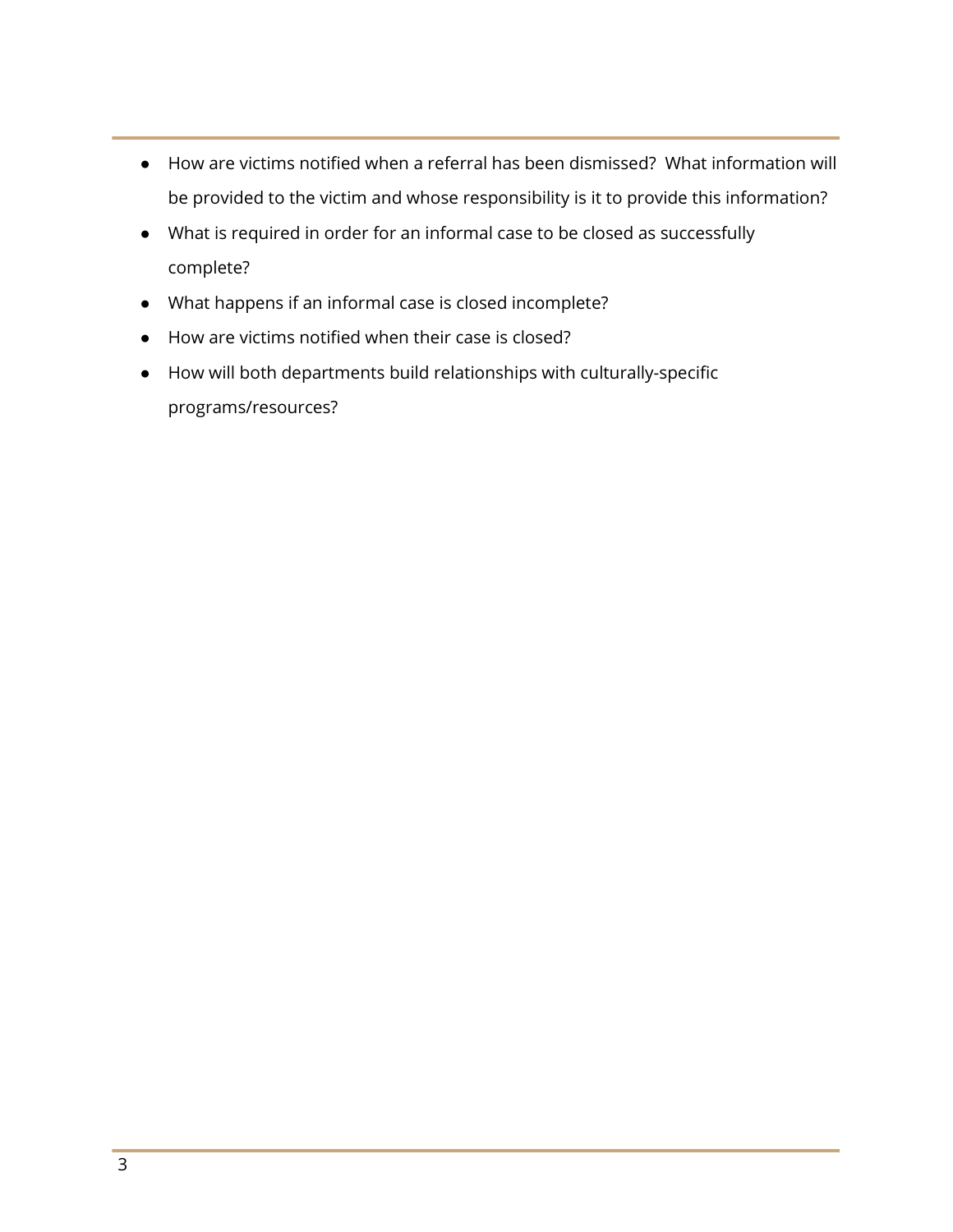- How are victims notified when a referral has been dismissed? What information will be provided to the victim and whose responsibility is it to provide this information?
- What is required in order for an informal case to be closed as successfully complete?
- What happens if an informal case is closed incomplete?
- How are victims notified when their case is closed?
- How will both departments build relationships with culturally-specific programs/resources?